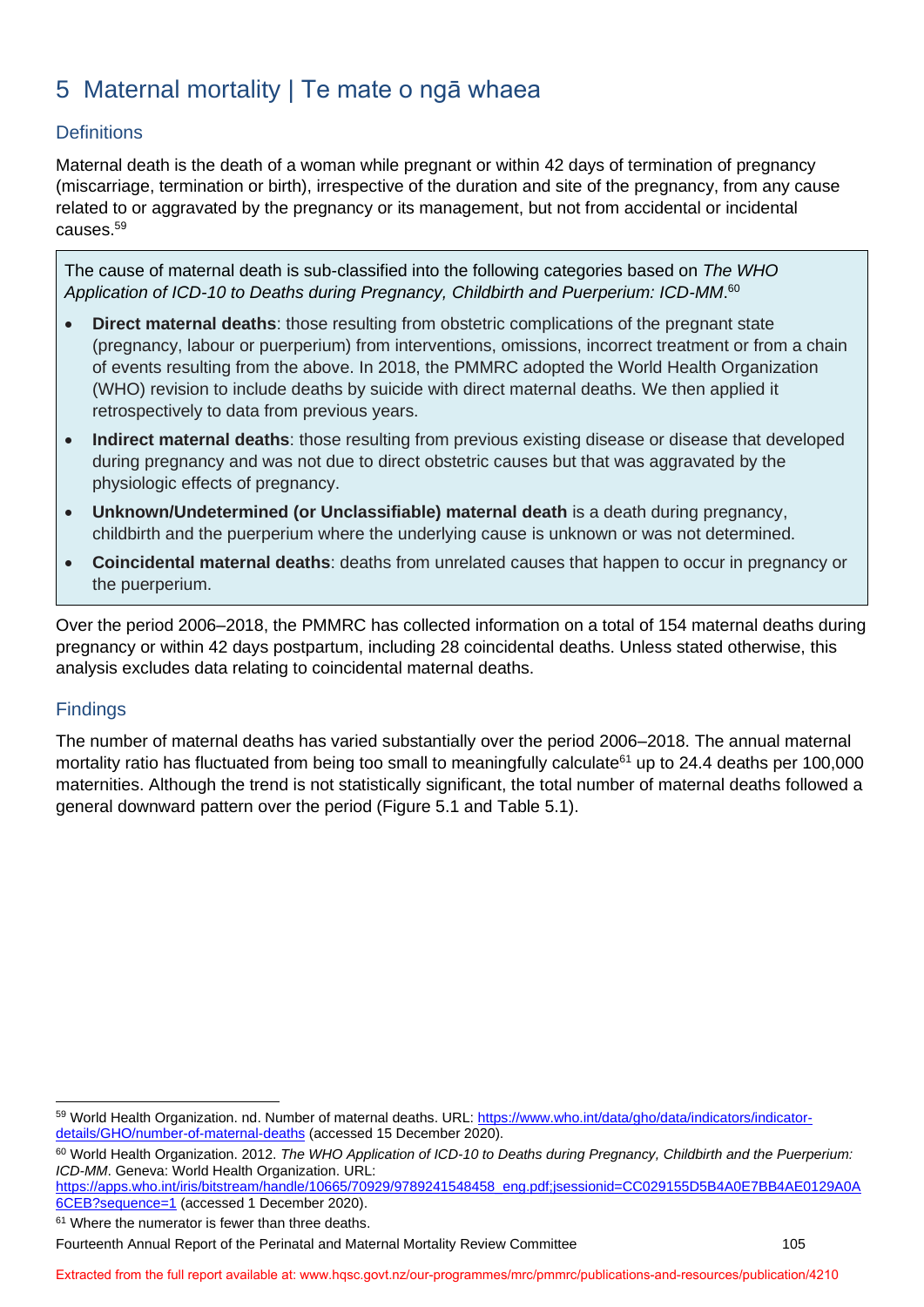# 5 Maternal mortality | Te mate o ngā whaea

## Definitions

Maternal death is the death of a woman while pregnant or within 42 days of termination of pregnancy (miscarriage, termination or birth), irrespective of the duration and site of the pregnancy, from any cause related to or aggravated by the pregnancy or its management, but not from accidental or incidental causes.[59]

The cause of maternal death is sub-classified into the following categories based on *The WHO Application of ICD-10 to Deaths during Pregnancy, Childbirth and Puerperium: ICD-MM*.[60]

- **Direct maternal deaths**: those resulting from obstetric complications of the pregnant state (pregnancy, labour or puerperium) from interventions, omissions, incorrect treatment or from a chain of events resulting from the above. In 2018, the PMMRC adopted the World Health Organization (WHO) revision to include deaths by suicide with direct maternal deaths. We then applied it retrospectively to data from previous years.
- **Indirect maternal deaths**: those resulting from previous existing disease or disease that developed during pregnancy and was not due to direct obstetric causes but that was aggravated by the physiologic effects of pregnancy.
- **Unknown/Undetermined (or Unclassifiable) maternal death** is a death during pregnancy, childbirth and the puerperium where the underlying cause is unknown or was not determined.
- **Coincidental maternal deaths**: deaths from unrelated causes that happen to occur in pregnancy or the puerperium.

Over the period 2006–2018, the PMMRC has collected information on a total of 154 maternal deaths during pregnancy or within 42 days postpartum, including 28 coincidental deaths. Unless stated otherwise, this analysis excludes data relating to coincidental maternal deaths.

## Findings

The number of maternal deaths has varied substantially over the period 2006–2018. The annual maternal mortality ratio has fluctuated from being too small to meaningfully calculate[61] up to 24.4 deaths per 100,000 maternities. Although the trend is not statistically significant, the total number of maternal deaths followed a general downward pattern over the period (Figure 5.1 and Table 5.1).

---

[59] World Health Organization. nd. Number of maternal deaths. URL: https://www.who.int/data/gho/data/indicators/indicator-details/GHO/number-of-maternal-deaths (accessed 15 December 2020).

[60] World Health Organization. 2012. *The WHO Application of ICD-10 to Deaths during Pregnancy, Childbirth and the Puerperium: ICD-MM*. Geneva: World Health Organization. URL: https://apps.who.int/iris/bitstream/handle/10665/70929/9789241548458_eng.pdf;jsessionid=CC029155D5B4A0E7BB4AE0129A0A6CEB?sequence=1 (accessed 1 December 2020).

[61] Where the numerator is fewer than three deaths.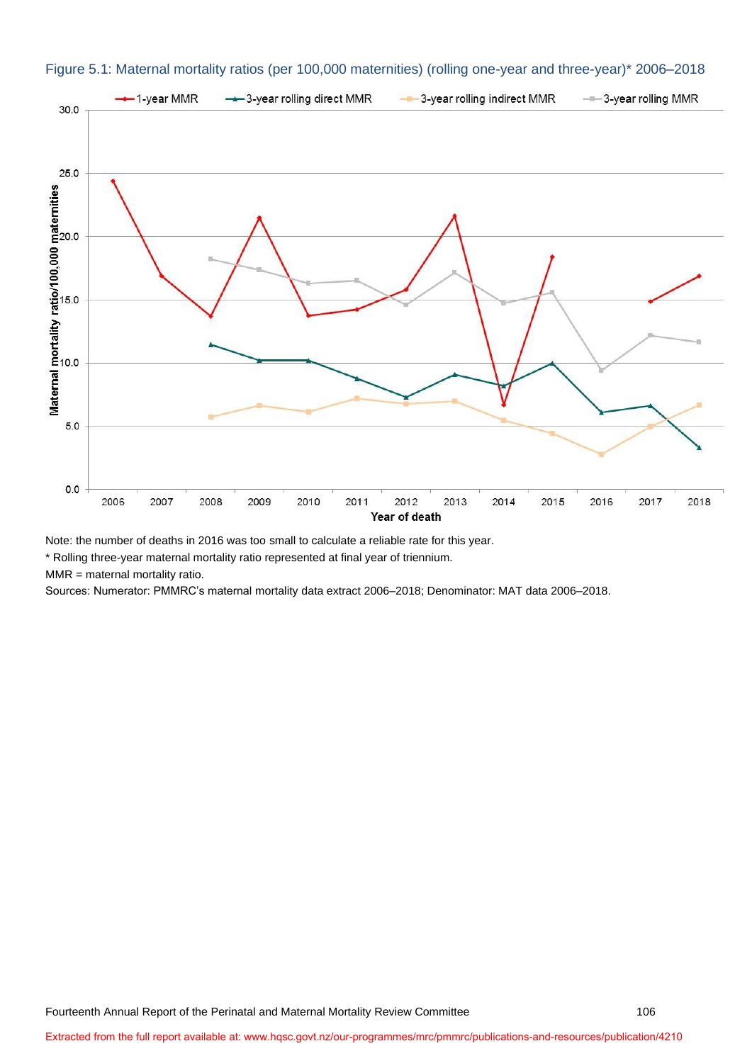Figure 5.1: Maternal mortality ratios (per 100,000 maternities) (rolling one-year and three-year)* 2006–2018

Note: the number of deaths in 2016 was too small to calculate a reliable rate for this year.

* Rolling three-year maternal mortality ratio represented at final year of triennium.

MMR = maternal mortality ratio.

Sources: Numerator: PMMRC's maternal mortality data extract 2006–2018; Denominator: MAT data 2006–2018.

Extracted from the full report available at: www.hqsc.govt.nz/our-programmes/mrc/pmmrc/publications-and-resources/publication/4210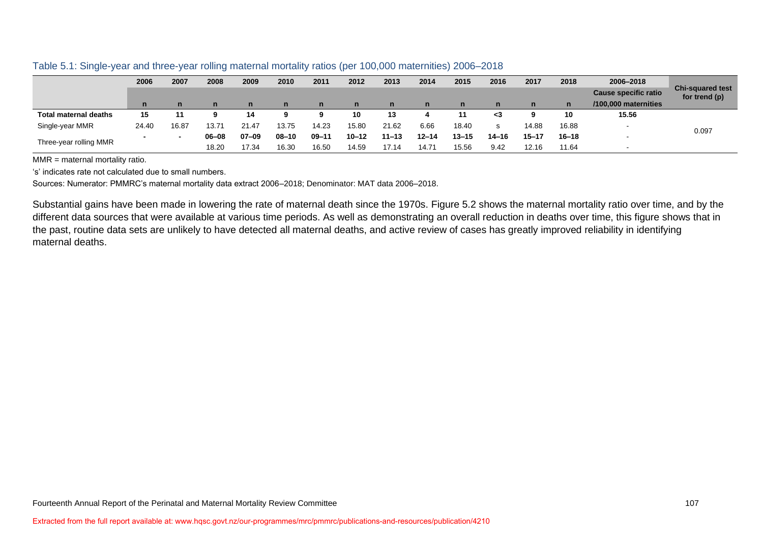Table 5.1: Single-year and three-year rolling maternal mortality ratios (per 100,000 maternities) 2006–2018

| | 2006 | 2007 | 2008 | 2009 | 2010 | 2011 | 2012 | 2013 | 2014 | 2015 | 2016 | 2017 | 2018 | 2006–2018 | Chi-squared test for trend (p) |
|---|---|---|---|---|---|---|---|---|---|---|---|---|---|---|---|
| | n | n | n | n | n | n | n | n | n | n | n | n | n | Cause specific ratio /100,000 maternities | |
| **Total maternal deaths** | **15** | **11** | **9** | **14** | **9** | **9** | **10** | **13** | **4** | **11** | **<3** | **9** | **10** | **15.56** | |
| Single-year MMR | 24.40 | 16.87 | 13.71 | 21.47 | 13.75 | 14.23 | 15.80 | 21.62 | 6.66 | 18.40 | s | 14.88 | 16.88 | - | 0.097 |
| Three-year rolling MMR | - | - | **06–08** | **07–09** | **08–10** | **09–11** | **10–12** | **11–13** | **12–14** | **13–15** | **14–16** | **15–17** | **16–18** | - | |
| | | | 18.20 | 17.34 | 16.30 | 16.50 | 14.59 | 17.14 | 14.71 | 15.56 | 9.42 | 12.16 | 11.64 | - | |

MMR = maternal mortality ratio.

's' indicates rate not calculated due to small numbers.

Sources: Numerator: PMMRC's maternal mortality data extract 2006–2018; Denominator: MAT data 2006–2018.

Substantial gains have been made in lowering the rate of maternal death since the 1970s. Figure 5.2 shows the maternal mortality ratio over time, and by the different data sources that were available at various time periods. As well as demonstrating an overall reduction in deaths over time, this figure shows that in the past, routine data sets are unlikely to have detected all maternal deaths, and active review of cases has greatly improved reliability in identifying maternal deaths.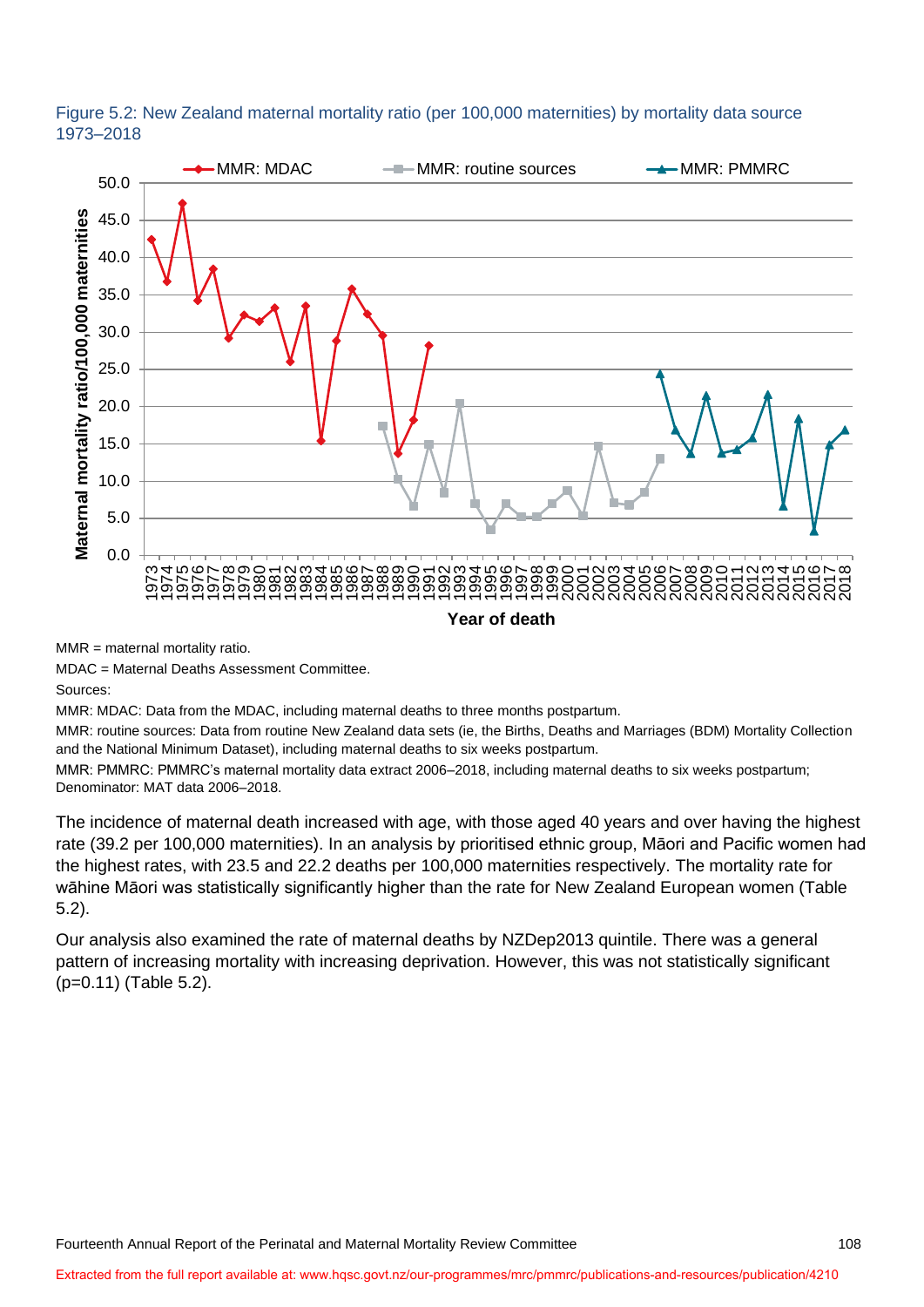Figure 5.2: New Zealand maternal mortality ratio (per 100,000 maternities) by mortality data source 1973–2018

MMR = maternal mortality ratio.

MDAC = Maternal Deaths Assessment Committee.

Sources:

MMR: MDAC: Data from the MDAC, including maternal deaths to three months postpartum.

MMR: routine sources: Data from routine New Zealand data sets (ie, the Births, Deaths and Marriages (BDM) Mortality Collection and the National Minimum Dataset), including maternal deaths to six weeks postpartum.

MMR: PMMRC: PMMRC's maternal mortality data extract 2006–2018, including maternal deaths to six weeks postpartum; Denominator: MAT data 2006–2018.

The incidence of maternal death increased with age, with those aged 40 years and over having the highest rate (39.2 per 100,000 maternities). In an analysis by prioritised ethnic group, Māori and Pacific women had the highest rates, with 23.5 and 22.2 deaths per 100,000 maternities respectively. The mortality rate for wāhine Māori was statistically significantly higher than the rate for New Zealand European women (Table 5.2).

Our analysis also examined the rate of maternal deaths by NZDep2013 quintile. There was a general pattern of increasing mortality with increasing deprivation. However, this was not statistically significant ($p=0.11$) (Table 5.2).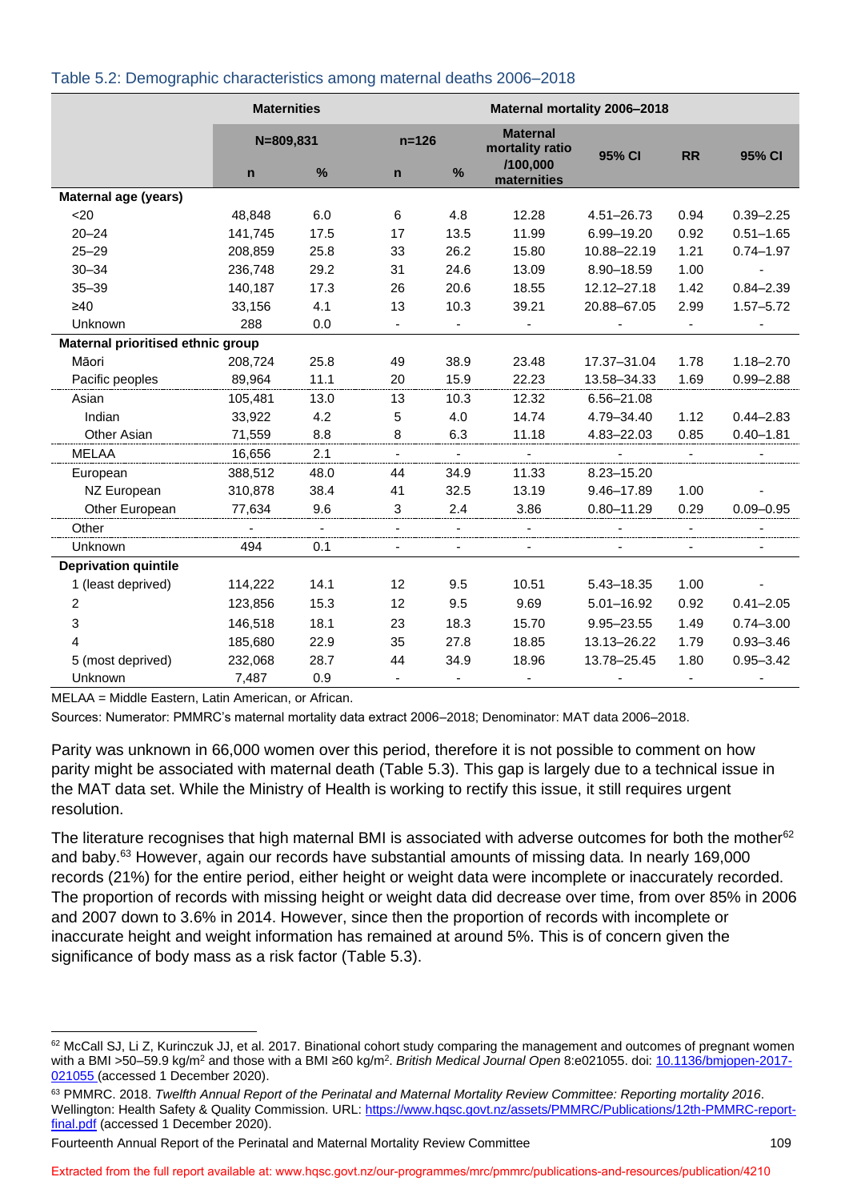Table 5.2: Demographic characteristics among maternal deaths 2006–2018

| | Maternities | | Maternal mortality 2006–2018 | | | | | |
|---|---|---|---|---|---|---|---|---|
| | N=809,831 | | n=126 | | Maternal mortality ratio /100,000 maternities | 95% CI | RR | 95% CI |
| | n | % | n | % | | | | |
| **Maternal age (years)** | | | | | | | | |
| <20 | 48,848 | 6.0 | 6 | 4.8 | 12.28 | 4.51–26.73 | 0.94 | 0.39–2.25 |
| 20–24 | 141,745 | 17.5 | 17 | 13.5 | 11.99 | 6.99–19.20 | 0.92 | 0.51–1.65 |
| 25–29 | 208,859 | 25.8 | 33 | 26.2 | 15.80 | 10.88–22.19 | 1.21 | 0.74–1.97 |
| 30–34 | 236,748 | 29.2 | 31 | 24.6 | 13.09 | 8.90–18.59 | 1.00 | - |
| 35–39 | 140,187 | 17.3 | 26 | 20.6 | 18.55 | 12.12–27.18 | 1.42 | 0.84–2.39 |
| ≥40 | 33,156 | 4.1 | 13 | 10.3 | 39.21 | 20.88–67.05 | 2.99 | 1.57–5.72 |
| Unknown | 288 | 0.0 | - | - | - | - | - | - |
| **Maternal prioritised ethnic group** | | | | | | | | |
| Māori | 208,724 | 25.8 | 49 | 38.9 | 23.48 | 17.37–31.04 | 1.78 | 1.18–2.70 |
| Pacific peoples | 89,964 | 11.1 | 20 | 15.9 | 22.23 | 13.58–34.33 | 1.69 | 0.99–2.88 |
| Asian | 105,481 | 13.0 | 13 | 10.3 | 12.32 | 6.56–21.08 | | |
| Indian | 33,922 | 4.2 | 5 | 4.0 | 14.74 | 4.79–34.40 | 1.12 | 0.44–2.83 |
| Other Asian | 71,559 | 8.8 | 8 | 6.3 | 11.18 | 4.83–22.03 | 0.85 | 0.40–1.81 |
| MELAA | 16,656 | 2.1 | - | - | - | - | - | - |
| European | 388,512 | 48.0 | 44 | 34.9 | 11.33 | 8.23–15.20 | | |
| NZ European | 310,878 | 38.4 | 41 | 32.5 | 13.19 | 9.46–17.89 | 1.00 | - |
| Other European | 77,634 | 9.6 | 3 | 2.4 | 3.86 | 0.80–11.29 | 0.29 | 0.09–0.95 |
| Other | - | - | - | - | - | - | - | - |
| Unknown | 494 | 0.1 | - | - | - | - | - | - |
| **Deprivation quintile** | | | | | | | | |
| 1 (least deprived) | 114,222 | 14.1 | 12 | 9.5 | 10.51 | 5.43–18.35 | 1.00 | - |
| 2 | 123,856 | 15.3 | 12 | 9.5 | 9.69 | 5.01–16.92 | 0.92 | 0.41–2.05 |
| 3 | 146,518 | 18.1 | 23 | 18.3 | 15.70 | 9.95–23.55 | 1.49 | 0.74–3.00 |
| 4 | 185,680 | 22.9 | 35 | 27.8 | 18.85 | 13.13–26.22 | 1.79 | 0.93–3.46 |
| 5 (most deprived) | 232,068 | 28.7 | 44 | 34.9 | 18.96 | 13.78–25.45 | 1.80 | 0.95–3.42 |
| Unknown | 7,487 | 0.9 | - | - | - | - | - | - |

MELAA = Middle Eastern, Latin American, or African.

Sources: Numerator: PMMRC's maternal mortality data extract 2006–2018; Denominator: MAT data 2006–2018.

Parity was unknown in 66,000 women over this period, therefore it is not possible to comment on how parity might be associated with maternal death (Table 5.3). This gap is largely due to a technical issue in the MAT data set. While the Ministry of Health is working to rectify this issue, it still requires urgent resolution.

The literature recognises that high maternal BMI is associated with adverse outcomes for both the mother[62] and baby.[63] However, again our records have substantial amounts of missing data. In nearly 169,000 records (21%) for the entire period, either height or weight data were incomplete or inaccurately recorded. The proportion of records with missing height or weight data did decrease over time, from over 85% in 2006 and 2007 down to 3.6% in 2014. However, since then the proportion of records with incomplete or inaccurate height and weight information has remained at around 5%. This is of concern given the significance of body mass as a risk factor (Table 5.3).

---

[62] McCall SJ, Li Z, Kurinczuk JJ, et al. 2017. Binational cohort study comparing the management and outcomes of pregnant women with a BMI >50–59.9 kg/m$^2$ and those with a BMI ≥60 kg/m$^2$. *British Medical Journal Open* 8:e021055. doi: [10.1136/bmjopen-2017-021055](https://doi.org/10.1136/bmjopen-2017-021055) (accessed 1 December 2020).

[63] PMMRC. 2018. *Twelfth Annual Report of the Perinatal and Maternal Mortality Review Committee: Reporting mortality 2016*. Wellington: Health Safety & Quality Commission. URL: [https://www.hqsc.govt.nz/assets/PMMRC/Publications/12th-PMMRC-report-final.pdf](https://www.hqsc.govt.nz/assets/PMMRC/Publications/12th-PMMRC-report-final.pdf) (accessed 1 December 2020).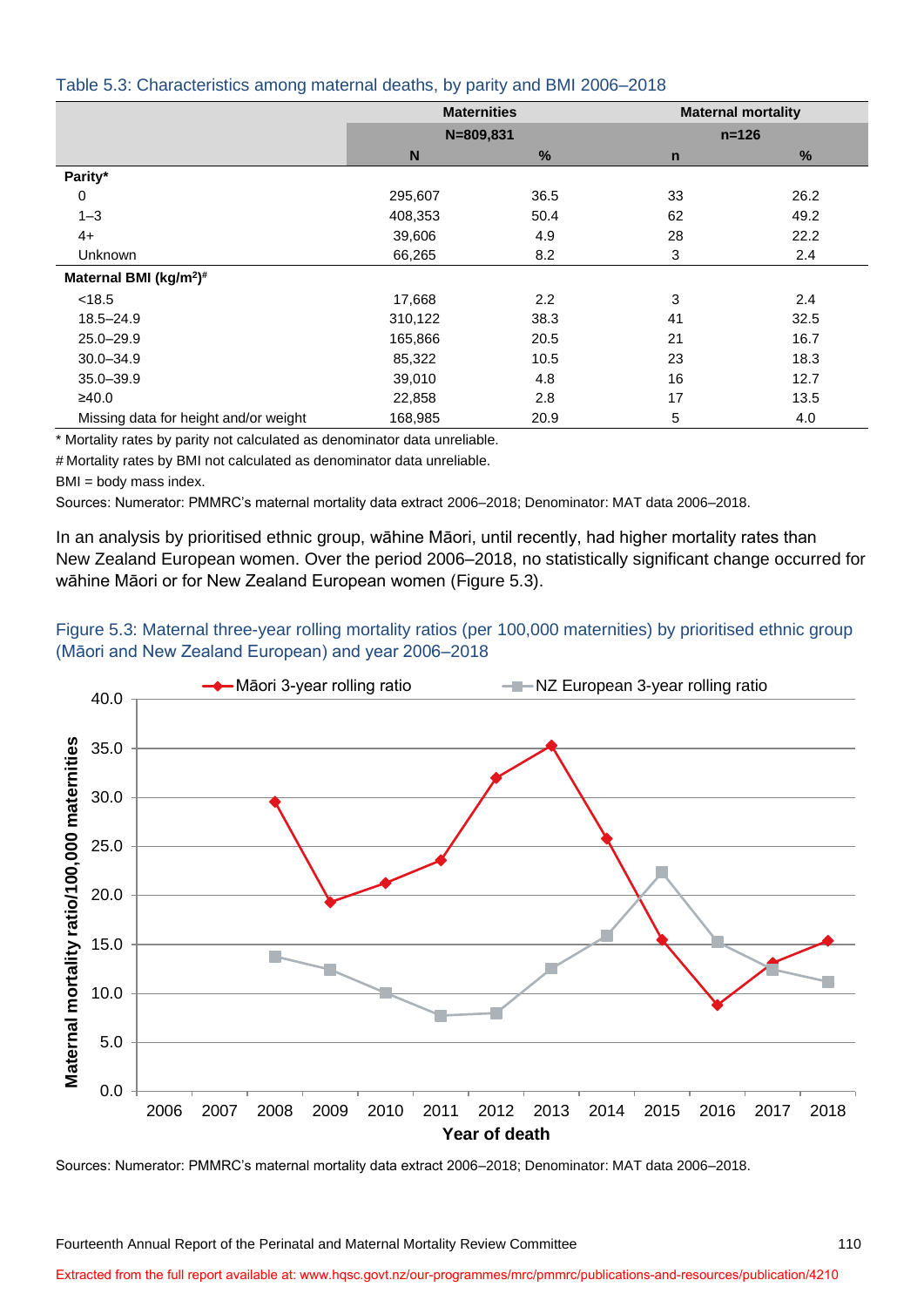Table 5.3: Characteristics among maternal deaths, by parity and BMI 2006–2018

| | Maternities | | Maternal mortality | |
|---|---|---|---|---|
| | N=809,831 | | n=126 | |
| | N | % | n | % |
| **Parity*** | | | | |
| 0 | 295,607 | 36.5 | 33 | 26.2 |
| 1–3 | 408,353 | 50.4 | 62 | 49.2 |
| 4+ | 39,606 | 4.9 | 28 | 22.2 |
| Unknown | 66,265 | 8.2 | 3 | 2.4 |
| **Maternal BMI (kg/m$^2$)#** | | | | |
| <18.5 | 17,668 | 2.2 | 3 | 2.4 |
| 18.5–24.9 | 310,122 | 38.3 | 41 | 32.5 |
| 25.0–29.9 | 165,866 | 20.5 | 21 | 16.7 |
| 30.0–34.9 | 85,322 | 10.5 | 23 | 18.3 |
| 35.0–39.9 | 39,010 | 4.8 | 16 | 12.7 |
| ≥40.0 | 22,858 | 2.8 | 17 | 13.5 |
| Missing data for height and/or weight | 168,985 | 20.9 | 5 | 4.0 |

* Mortality rates by parity not calculated as denominator data unreliable.

# Mortality rates by BMI not calculated as denominator data unreliable.

BMI = body mass index.

Sources: Numerator: PMMRC's maternal mortality data extract 2006–2018; Denominator: MAT data 2006–2018.

In an analysis by prioritised ethnic group, wāhine Māori, until recently, had higher mortality rates than New Zealand European women. Over the period 2006–2018, no statistically significant change occurred for wāhine Māori or for New Zealand European women (Figure 5.3).

Figure 5.3: Maternal three-year rolling mortality ratios (per 100,000 maternities) by prioritised ethnic group (Māori and New Zealand European) and year 2006–2018

Sources: Numerator: PMMRC's maternal mortality data extract 2006–2018; Denominator: MAT data 2006–2018.

Extracted from the full report available at: www.hqsc.govt.nz/our-programmes/mrc/pmmrc/publications-and-resources/publication/4210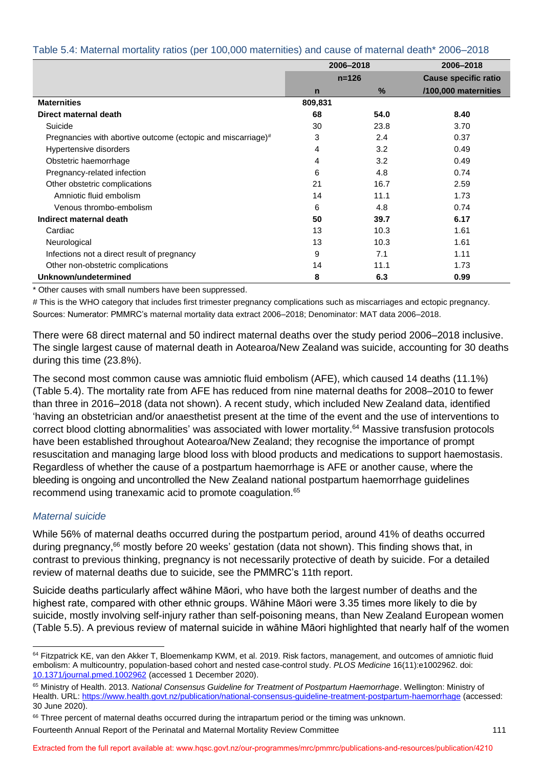Table 5.4: Maternal mortality ratios (per 100,000 maternities) and cause of maternal death* 2006–2018

| | 2006–2018 | | 2006–2018 |
|---|---|---|---|
| | n=126 | | Cause specific ratio |
| | n | % | /100,000 maternities |
| **Maternities** | 809,831 | | |
| **Direct maternal death** | **68** | **54.0** | **8.40** |
| Suicide | 30 | 23.8 | 3.70 |
| Pregnancies with abortive outcome (ectopic and miscarriage)# | 3 | 2.4 | 0.37 |
| Hypertensive disorders | 4 | 3.2 | 0.49 |
| Obstetric haemorrhage | 4 | 3.2 | 0.49 |
| Pregnancy-related infection | 6 | 4.8 | 0.74 |
| Other obstetric complications | 21 | 16.7 | 2.59 |
| Amniotic fluid embolism | 14 | 11.1 | 1.73 |
| Venous thrombo-embolism | 6 | 4.8 | 0.74 |
| **Indirect maternal death** | **50** | **39.7** | **6.17** |
| Cardiac | 13 | 10.3 | 1.61 |
| Neurological | 13 | 10.3 | 1.61 |
| Infections not a direct result of pregnancy | 9 | 7.1 | 1.11 |
| Other non-obstetric complications | 14 | 11.1 | 1.73 |
| **Unknown/undetermined** | **8** | **6.3** | **0.99** |

\* Other causes with small numbers have been suppressed.

# This is the WHO category that includes first trimester pregnancy complications such as miscarriages and ectopic pregnancy.

Sources: Numerator: PMMRC's maternal mortality data extract 2006–2018; Denominator: MAT data 2006–2018.

There were 68 direct maternal and 50 indirect maternal deaths over the study period 2006–2018 inclusive. The single largest cause of maternal death in Aotearoa/New Zealand was suicide, accounting for 30 deaths during this time (23.8%).

The second most common cause was amniotic fluid embolism (AFE), which caused 14 deaths (11.1%) (Table 5.4). The mortality rate from AFE has reduced from nine maternal deaths for 2008–2010 to fewer than three in 2016–2018 (data not shown). A recent study, which included New Zealand data, identified 'having an obstetrician and/or anaesthetist present at the time of the event and the use of interventions to correct blood clotting abnormalities' was associated with lower mortality.[64] Massive transfusion protocols have been established throughout Aotearoa/New Zealand; they recognise the importance of prompt resuscitation and managing large blood loss with blood products and medications to support haemostasis. Regardless of whether the cause of a postpartum haemorrhage is AFE or another cause, where the bleeding is ongoing and uncontrolled the New Zealand national postpartum haemorrhage guidelines recommend using tranexamic acid to promote coagulation.[65]

### *Maternal suicide*

While 56% of maternal deaths occurred during the postpartum period, around 41% of deaths occurred during pregnancy,[66] mostly before 20 weeks' gestation (data not shown). This finding shows that, in contrast to previous thinking, pregnancy is not necessarily protective of death by suicide. For a detailed review of maternal deaths due to suicide, see the PMMRC's 11th report.

Suicide deaths particularly affect wāhine Māori, who have both the largest number of deaths and the highest rate, compared with other ethnic groups. Wāhine Māori were 3.35 times more likely to die by suicide, mostly involving self-injury rather than self-poisoning means, than New Zealand European women (Table 5.5). A previous review of maternal suicide in wāhine Māori highlighted that nearly half of the women

[64] Fitzpatrick KE, van den Akker T, Bloemenkamp KWM, et al. 2019. Risk factors, management, and outcomes of amniotic fluid embolism: A multicountry, population-based cohort and nested case-control study. *PLOS Medicine* 16(11):e1002962. doi: 10.1371/journal.pmed.1002962 (accessed 1 December 2020).

[65] Ministry of Health. 2013. *National Consensus Guideline for Treatment of Postpartum Haemorrhage*. Wellington: Ministry of Health. URL: https://www.health.govt.nz/publication/national-consensus-guideline-treatment-postpartum-haemorrhage (accessed: 30 June 2020).

[66] Three percent of maternal deaths occurred during the intrapartum period or the timing was unknown.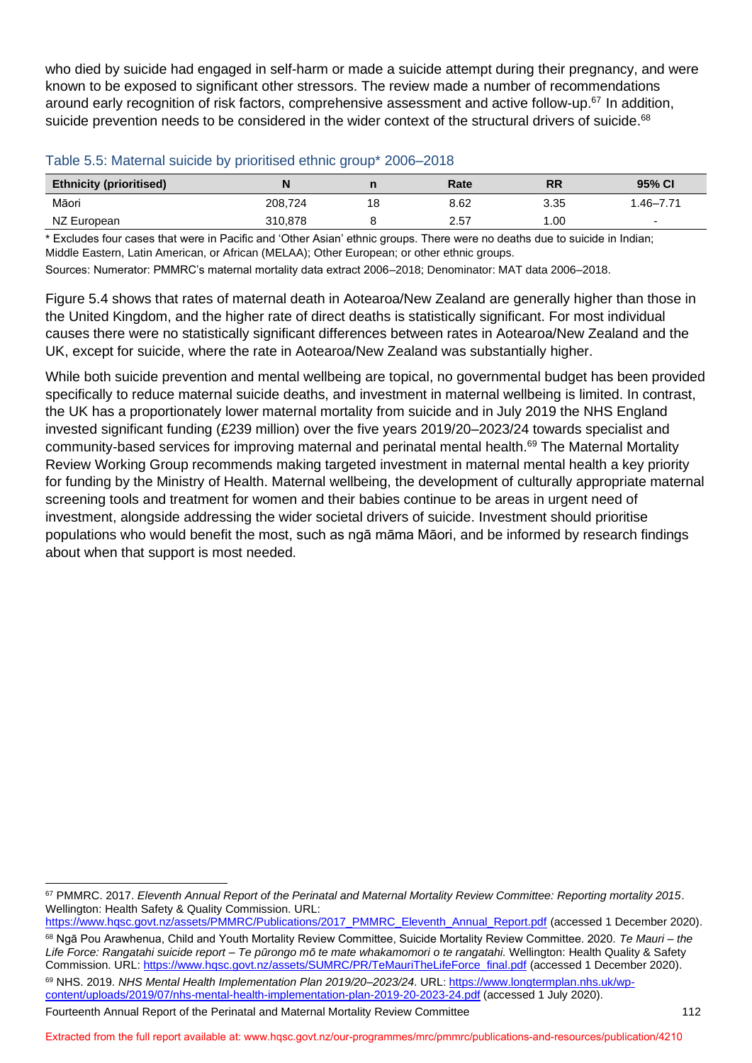who died by suicide had engaged in self-harm or made a suicide attempt during their pregnancy, and were known to be exposed to significant other stressors. The review made a number of recommendations around early recognition of risk factors, comprehensive assessment and active follow-up.[67] In addition, suicide prevention needs to be considered in the wider context of the structural drivers of suicide.[68]

### Table 5.5: Maternal suicide by prioritised ethnic group* 2006–2018

| Ethnicity (prioritised) | N | n | Rate | RR | 95% CI |
|---|---|---|---|---|---|
| Māori | 208,724 | 18 | 8.62 | 3.35 | 1.46–7.71 |
| NZ European | 310,878 | 8 | 2.57 | 1.00 | - |

* Excludes four cases that were in Pacific and 'Other Asian' ethnic groups. There were no deaths due to suicide in Indian; Middle Eastern, Latin American, or African (MELAA); Other European; or other ethnic groups.

Sources: Numerator: PMMRC's maternal mortality data extract 2006–2018; Denominator: MAT data 2006–2018.

Figure 5.4 shows that rates of maternal death in Aotearoa/New Zealand are generally higher than those in the United Kingdom, and the higher rate of direct deaths is statistically significant. For most individual causes there were no statistically significant differences between rates in Aotearoa/New Zealand and the UK, except for suicide, where the rate in Aotearoa/New Zealand was substantially higher.

While both suicide prevention and mental wellbeing are topical, no governmental budget has been provided specifically to reduce maternal suicide deaths, and investment in maternal wellbeing is limited. In contrast, the UK has a proportionately lower maternal mortality from suicide and in July 2019 the NHS England invested significant funding (£239 million) over the five years 2019/20–2023/24 towards specialist and community-based services for improving maternal and perinatal mental health.[69] The Maternal Mortality Review Working Group recommends making targeted investment in maternal mental health a key priority for funding by the Ministry of Health. Maternal wellbeing, the development of culturally appropriate maternal screening tools and treatment for women and their babies continue to be areas in urgent need of investment, alongside addressing the wider societal drivers of suicide. Investment should prioritise populations who would benefit the most, such as ngā māma Māori, and be informed by research findings about when that support is most needed.

---

[67] PMMRC. 2017. *Eleventh Annual Report of the Perinatal and Maternal Mortality Review Committee: Reporting mortality 2015*. Wellington: Health Safety & Quality Commission. URL: https://www.hqsc.govt.nz/assets/PMMRC/Publications/2017_PMMRC_Eleventh_Annual_Report.pdf (accessed 1 December 2020).

[68] Ngā Pou Arawhenua, Child and Youth Mortality Review Committee, Suicide Mortality Review Committee. 2020. *Te Mauri – the Life Force: Rangatahi suicide report – Te pūrongo mō te mate whakamomori o te rangatahi.* Wellington: Health Quality & Safety Commission. URL: https://www.hqsc.govt.nz/assets/SUMRC/PR/TeMauriTheLifeForce_final.pdf (accessed 1 December 2020).

[69] NHS. 2019. *NHS Mental Health Implementation Plan 2019/20–2023/24*. URL: https://www.longtermplan.nhs.uk/wp-content/uploads/2019/07/nhs-mental-health-implementation-plan-2019-20-2023-24.pdf (accessed 1 July 2020).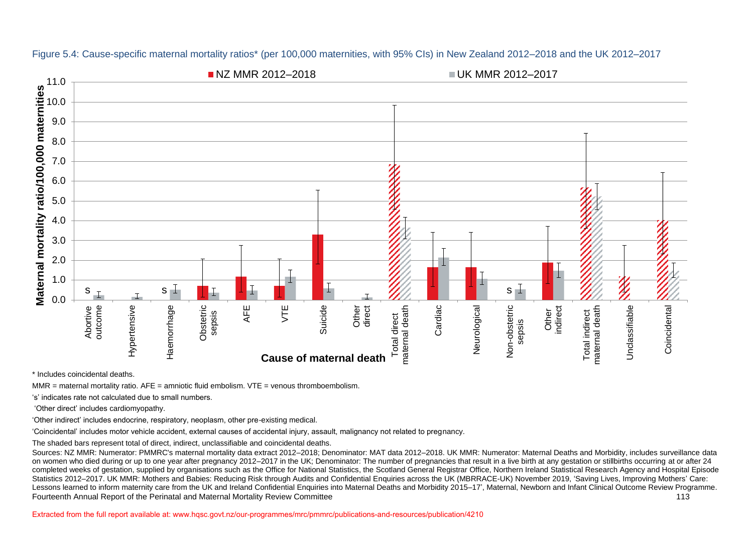Figure 5.4: Cause-specific maternal mortality ratios* (per 100,000 maternities, with 95% CIs) in New Zealand 2012–2018 and the UK 2012–2017

NZ MMR 2012–2018

UK MMR 2012–2017

Maternal mortality ratio/100,000 maternities

11.0
10.0
9.0
8.0
7.0
6.0
5.0
4.0
3.0
2.0
1.0
0.0

s
s
s

Abortive outcome
Hypertensive
Haemorrhage
Obstetric sepsis
AFE
VTE
Suicide
Other direct
Total direct maternal death
Cardiac
Neurological
Non-obstetric sepsis
Other indirect
Total indirect maternal death
Unclassifiable
Coincidental

Cause of maternal death

\* Includes coincidental deaths.

MMR = maternal mortality ratio. AFE = amniotic fluid embolism. VTE = venous thromboembolism.

's' indicates rate not calculated due to small numbers.

'Other direct' includes cardiomyopathy.

'Other indirect' includes endocrine, respiratory, neoplasm, other pre-existing medical.

'Coincidental' includes motor vehicle accident, external causes of accidental injury, assault, malignancy not related to pregnancy.

The shaded bars represent total of direct, indirect, unclassifiable and coincidental deaths.

Sources: NZ MMR: Numerator: PMMRC's maternal mortality data extract 2012–2018; Denominator: MAT data 2012–2018. UK MMR: Numerator: Maternal Deaths and Morbidity, includes surveillance data on women who died during or up to one year after pregnancy 2012–2017 in the UK; Denominator: The number of pregnancies that result in a live birth at any gestation or stillbirths occurring at or after 24 completed weeks of gestation, supplied by organisations such as the Office for National Statistics, the Scotland General Registrar Office, Northern Ireland Statistical Research Agency and Hospital Episode Statistics 2012–2017. UK MMR: Mothers and Babies: Reducing Risk through Audits and Confidential Enquiries across the UK (MBRRACE-UK) November 2019, 'Saving Lives, Improving Mothers' Care: Lessons learned to inform maternity care from the UK and Ireland Confidential Enquiries into Maternal Deaths and Morbidity 2015–17', Maternal, Newborn and Infant Clinical Outcome Review Programme.

Extracted from the full report available at: www.hqsc.govt.nz/our-programmes/mrc/pmmrc/publications-and-resources/publication/4210